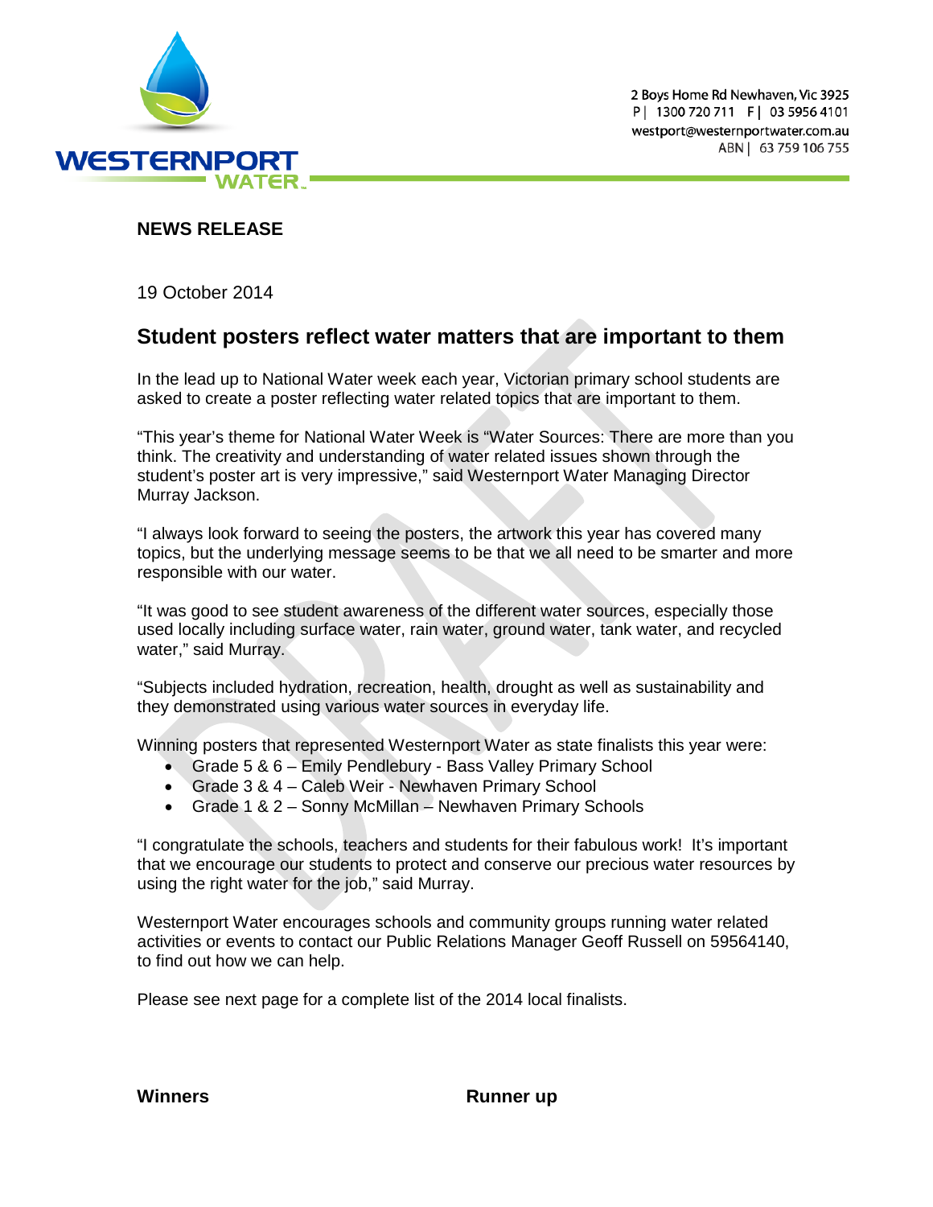2 Boys Home Rd Newhaven, Vic 3925
P| 1300 720 711 F| 03 5956 4101
westport@westernportwater.com.au
ABN| 63 759 106 755

**NEWS RELEASE**

19 October 2014

## Student posters reflect water matters that are important to them

In the lead up to National Water week each year, Victorian primary school students are asked to create a poster reflecting water related topics that are important to them.

"This year's theme for National Water Week is "Water Sources: There are more than you think. The creativity and understanding of water related issues shown through the student's poster art is very impressive," said Westernport Water Managing Director Murray Jackson.

"I always look forward to seeing the posters, the artwork this year has covered many topics, but the underlying message seems to be that we all need to be smarter and more responsible with our water.

"It was good to see student awareness of the different water sources, especially those used locally including surface water, rain water, ground water, tank water, and recycled water," said Murray.

"Subjects included hydration, recreation, health, drought as well as sustainability and they demonstrated using various water sources in everyday life.

Winning posters that represented Westernport Water as state finalists this year were:

- Grade 5 & 6 – Emily Pendlebury - Bass Valley Primary School
- Grade 3 & 4 – Caleb Weir - Newhaven Primary School
- Grade 1 & 2 – Sonny McMillan – Newhaven Primary Schools

"I congratulate the schools, teachers and students for their fabulous work! It's important that we encourage our students to protect and conserve our precious water resources by using the right water for the job," said Murray.

Westernport Water encourages schools and community groups running water related activities or events to contact our Public Relations Manager Geoff Russell on 59564140, to find out how we can help.

Please see next page for a complete list of the 2014 local finalists.

**Winners** **Runner up**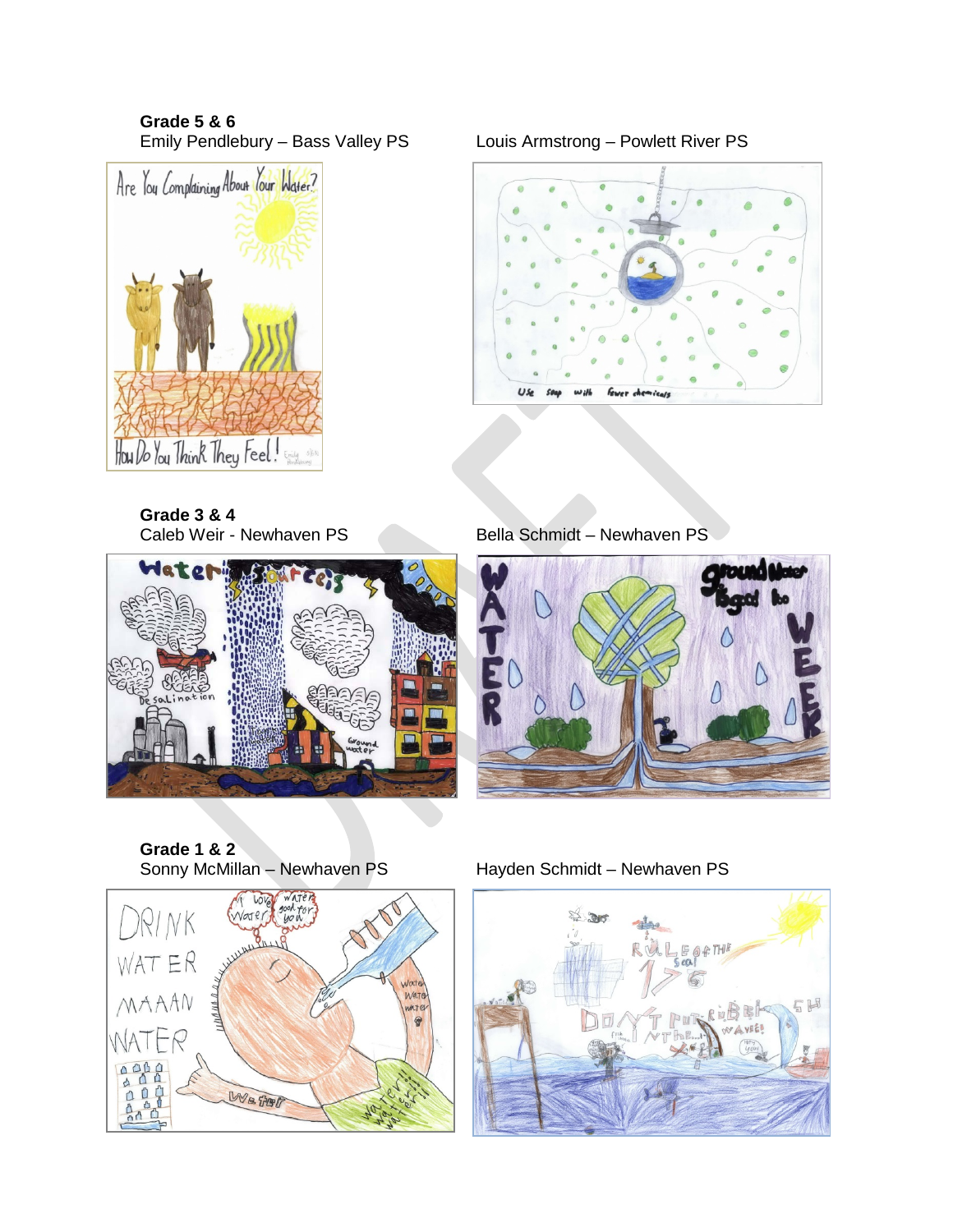**Grade 5 & 6**

Emily Pendlebury – Bass Valley PS

Louis Armstrong – Powlett River PS

**Grade 3 & 4**

Caleb Weir - Newhaven PS

Bella Schmidt – Newhaven PS

**Grade 1 & 2**

Sonny McMillan – Newhaven PS

Hayden Schmidt – Newhaven PS